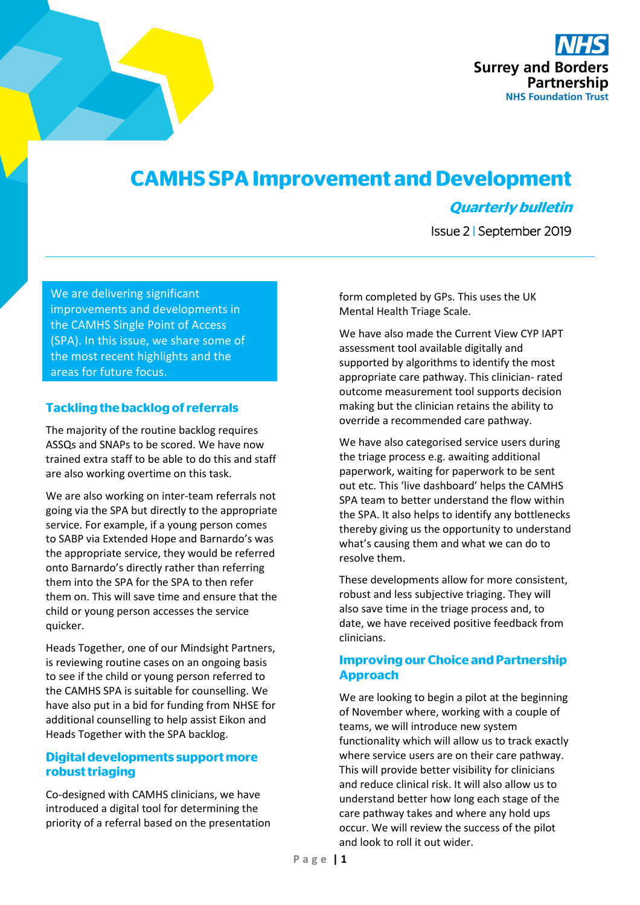NHS
Surrey and Borders Partnership
NHS Foundation Trust

# CAMHS SPA Improvement and Development

*Quarterly bulletin*

Issue 2 | September 2019

We are delivering significant improvements and developments in the CAMHS Single Point of Access (SPA). In this issue, we share some of the most recent highlights and the areas for future focus.

## Tackling the backlog of referrals

The majority of the routine backlog requires ASSQs and SNAPs to be scored. We have now trained extra staff to be able to do this and staff are also working overtime on this task.

We are also working on inter-team referrals not going via the SPA but directly to the appropriate service. For example, if a young person comes to SABP via Extended Hope and Barnardo's was the appropriate service, they would be referred onto Barnardo's directly rather than referring them into the SPA for the SPA to then refer them on. This will save time and ensure that the child or young person accesses the service quicker.

Heads Together, one of our Mindsight Partners, is reviewing routine cases on an ongoing basis to see if the child or young person referred to the CAMHS SPA is suitable for counselling. We have also put in a bid for funding from NHSE for additional counselling to help assist Eikon and Heads Together with the SPA backlog.

## Digital developments support more robust triaging

Co-designed with CAMHS clinicians, we have introduced a digital tool for determining the priority of a referral based on the presentation form completed by GPs. This uses the UK Mental Health Triage Scale.

We have also made the Current View CYP IAPT assessment tool available digitally and supported by algorithms to identify the most appropriate care pathway. This clinician- rated outcome measurement tool supports decision making but the clinician retains the ability to override a recommended care pathway.

We have also categorised service users during the triage process e.g. awaiting additional paperwork, waiting for paperwork to be sent out etc. This 'live dashboard' helps the CAMHS SPA team to better understand the flow within the SPA. It also helps to identify any bottlenecks thereby giving us the opportunity to understand what's causing them and what we can do to resolve them.

These developments allow for more consistent, robust and less subjective triaging. They will also save time in the triage process and, to date, we have received positive feedback from clinicians.

## Improving our Choice and Partnership Approach

We are looking to begin a pilot at the beginning of November where, working with a couple of teams, we will introduce new system functionality which will allow us to track exactly where service users are on their care pathway. This will provide better visibility for clinicians and reduce clinical risk. It will also allow us to understand better how long each stage of the care pathway takes and where any hold ups occur. We will review the success of the pilot and look to roll it out wider.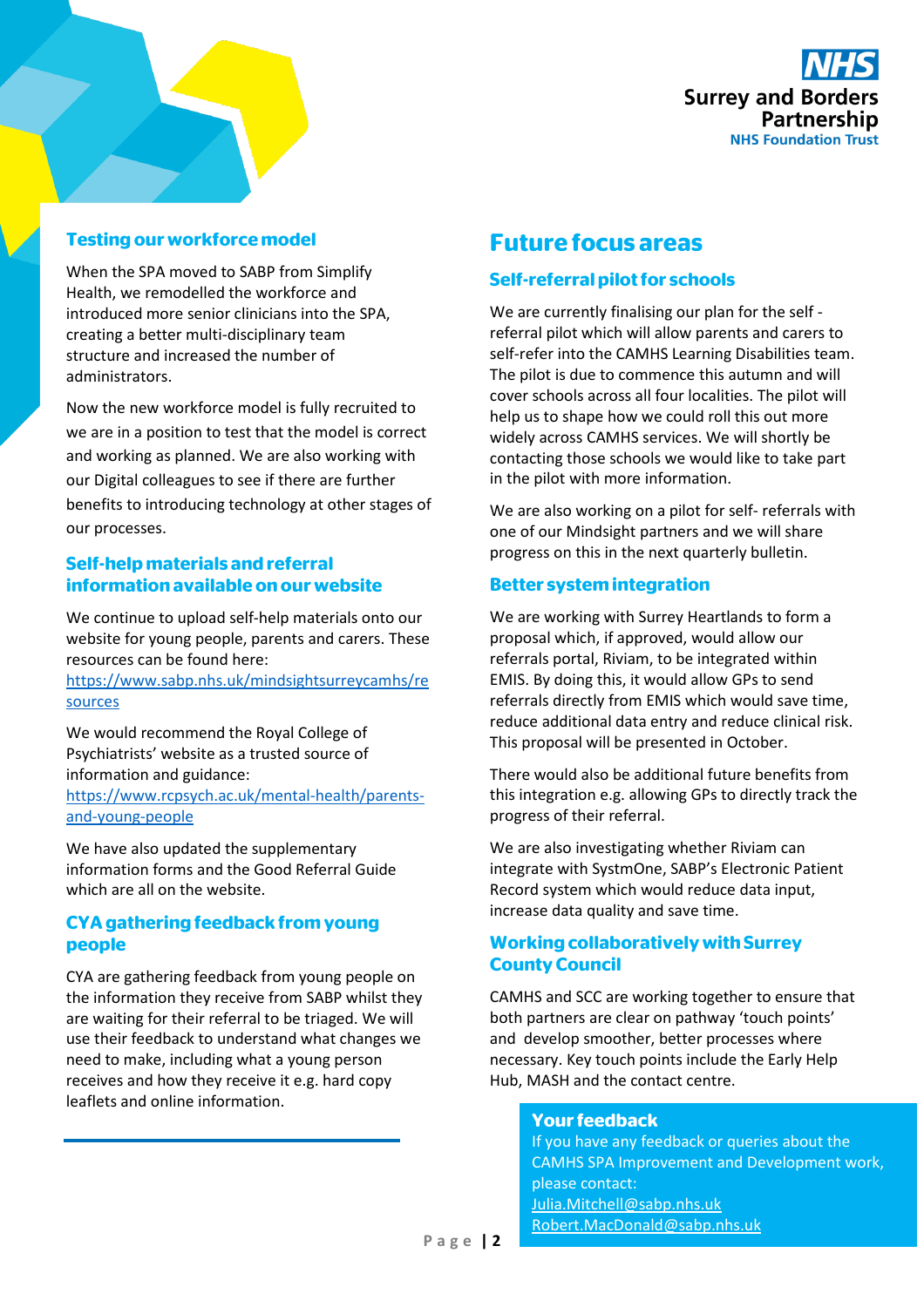## Testing our workforce model

When the SPA moved to SABP from Simplify Health, we remodelled the workforce and introduced more senior clinicians into the SPA, creating a better multi-disciplinary team structure and increased the number of administrators.

Now the new workforce model is fully recruited to we are in a position to test that the model is correct and working as planned. We are also working with our Digital colleagues to see if there are further benefits to introducing technology at other stages of our processes.

## Self-help materials and referral information available on our website

We continue to upload self-help materials onto our website for young people, parents and carers. These resources can be found here: https://www.sabp.nhs.uk/mindsightsurreycamhs/resources

We would recommend the Royal College of Psychiatrists' website as a trusted source of information and guidance: https://www.rcpsych.ac.uk/mental-health/parents-and-young-people

We have also updated the supplementary information forms and the Good Referral Guide which are all on the website.

## CYA gathering feedback from young people

CYA are gathering feedback from young people on the information they receive from SABP whilst they are waiting for their referral to be triaged. We will use their feedback to understand what changes we need to make, including what a young person receives and how they receive it e.g. hard copy leaflets and online information.

# Future focus areas

## Self-referral pilot for schools

We are currently finalising our plan for the self - referral pilot which will allow parents and carers to self-refer into the CAMHS Learning Disabilities team. The pilot is due to commence this autumn and will cover schools across all four localities. The pilot will help us to shape how we could roll this out more widely across CAMHS services. We will shortly be contacting those schools we would like to take part in the pilot with more information.

We are also working on a pilot for self- referrals with one of our Mindsight partners and we will share progress on this in the next quarterly bulletin.

## Better system integration

We are working with Surrey Heartlands to form a proposal which, if approved, would allow our referrals portal, Riviam, to be integrated within EMIS. By doing this, it would allow GPs to send referrals directly from EMIS which would save time, reduce additional data entry and reduce clinical risk. This proposal will be presented in October.

There would also be additional future benefits from this integration e.g. allowing GPs to directly track the progress of their referral.

We are also investigating whether Riviam can integrate with SystmOne, SABP's Electronic Patient Record system which would reduce data input, increase data quality and save time.

## Working collaboratively with Surrey County Council

CAMHS and SCC are working together to ensure that both partners are clear on pathway 'touch points' and develop smoother, better processes where necessary. Key touch points include the Early Help Hub, MASH and the contact centre.

**Your feedback**

If you have any feedback or queries about the CAMHS SPA Improvement and Development work, please contact:

Julia.Mitchell@sabp.nhs.uk

Robert.MacDonald@sabp.nhs.uk